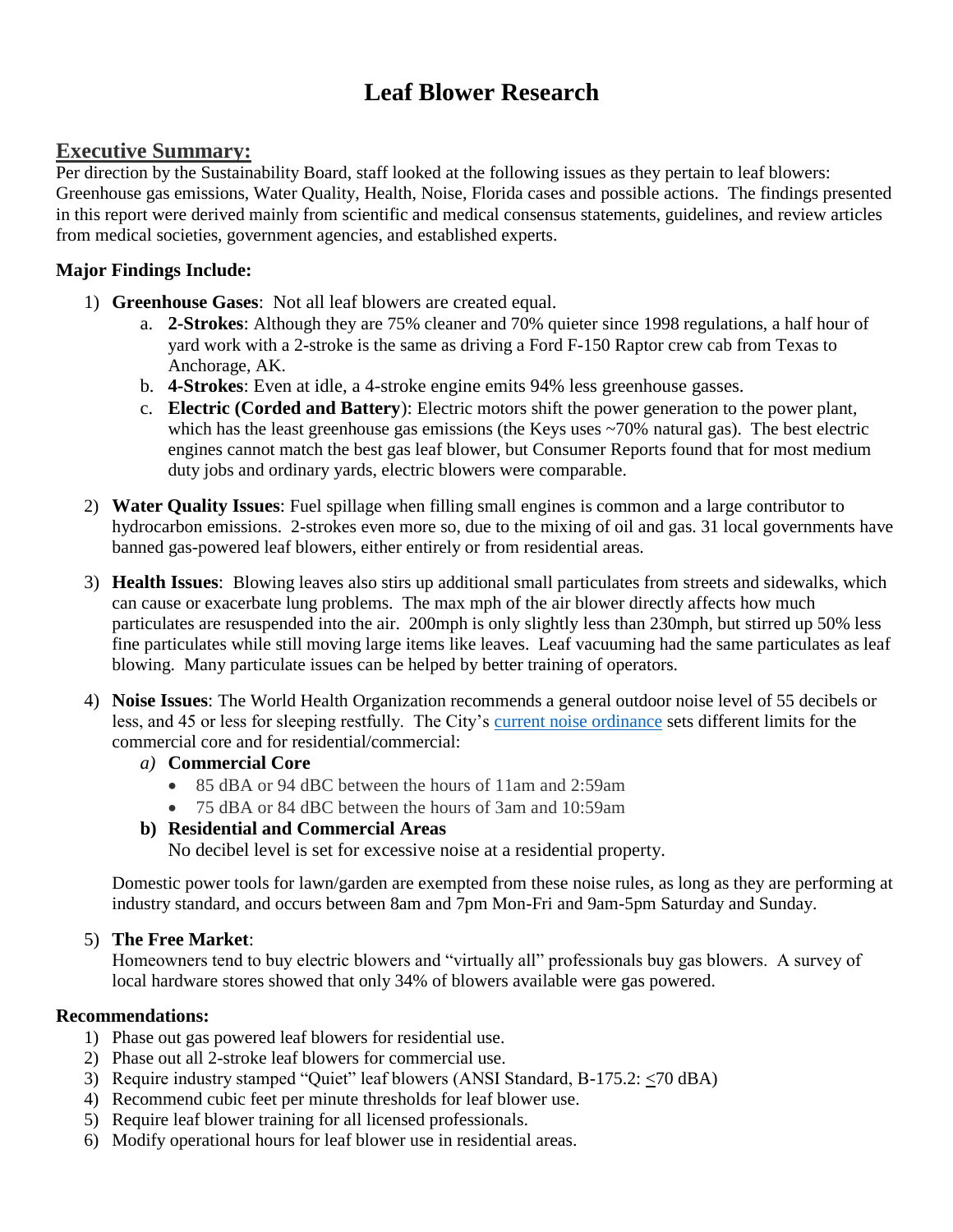# Leaf Blower Research

## Executive Summary:

Per direction by the Sustainability Board, staff looked at the following issues as they pertain to leaf blowers: Greenhouse gas emissions, Water Quality, Health, Noise, Florida cases and possible actions. The findings presented in this report were derived mainly from scientific and medical consensus statements, guidelines, and review articles from medical societies, government agencies, and established experts.

### Major Findings Include:

1) **Greenhouse Gases**: Not all leaf blowers are created equal.
   a. **2-Strokes**: Although they are 75% cleaner and 70% quieter since 1998 regulations, a half hour of yard work with a 2-stroke is the same as driving a Ford F-150 Raptor crew cab from Texas to Anchorage, AK.
   b. **4-Strokes**: Even at idle, a 4-stroke engine emits 94% less greenhouse gasses.
   c. **Electric (Corded and Battery)**: Electric motors shift the power generation to the power plant, which has the least greenhouse gas emissions (the Keys uses ~70% natural gas). The best electric engines cannot match the best gas leaf blower, but Consumer Reports found that for most medium duty jobs and ordinary yards, electric blowers were comparable.

2) **Water Quality Issues**: Fuel spillage when filling small engines is common and a large contributor to hydrocarbon emissions. 2-strokes even more so, due to the mixing of oil and gas. 31 local governments have banned gas-powered leaf blowers, either entirely or from residential areas.

3) **Health Issues**: Blowing leaves also stirs up additional small particulates from streets and sidewalks, which can cause or exacerbate lung problems. The max mph of the air blower directly affects how much particulates are resuspended into the air. 200mph is only slightly less than 230mph, but stirred up 50% less fine particulates while still moving large items like leaves. Leaf vacuuming had the same particulates as leaf blowing. Many particulate issues can be helped by better training of operators.

4) **Noise Issues**: The World Health Organization recommends a general outdoor noise level of 55 decibels or less, and 45 or less for sleeping restfully. The City's current noise ordinance sets different limits for the commercial core and for residential/commercial:
   *a)* **Commercial Core**
   - 85 dBA or 94 dBC between the hours of 11am and 2:59am
   - 75 dBA or 84 dBC between the hours of 3am and 10:59am

   **b) Residential and Commercial Areas**
   No decibel level is set for excessive noise at a residential property.

   Domestic power tools for lawn/garden are exempted from these noise rules, as long as they are performing at industry standard, and occurs between 8am and 7pm Mon-Fri and 9am-5pm Saturday and Sunday.

5) **The Free Market**:
   Homeowners tend to buy electric blowers and "virtually all" professionals buy gas blowers. A survey of local hardware stores showed that only 34% of blowers available were gas powered.

### Recommendations:

1) Phase out gas powered leaf blowers for residential use.
2) Phase out all 2-stroke leaf blowers for commercial use.
3) Require industry stamped "Quiet" leaf blowers (ANSI Standard, B-175.2: ≤70 dBA)
4) Recommend cubic feet per minute thresholds for leaf blower use.
5) Require leaf blower training for all licensed professionals.
6) Modify operational hours for leaf blower use in residential areas.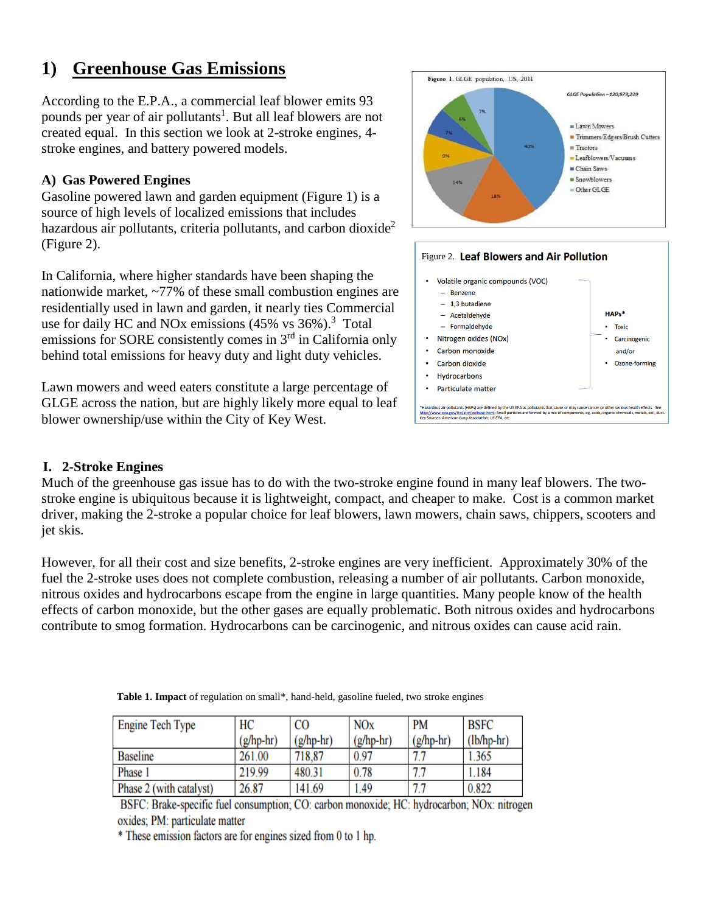# 1) Greenhouse Gas Emissions

According to the E.P.A., a commercial leaf blower emits 93 pounds per year of air pollutants[1]. But all leaf blowers are not created equal. In this section we look at 2-stroke engines, 4-stroke engines, and battery powered models.

### A) Gas Powered Engines

Gasoline powered lawn and garden equipment (Figure 1) is a source of high levels of localized emissions that includes hazardous air pollutants, criteria pollutants, and carbon dioxide[2] (Figure 2).

In California, where higher standards have been shaping the nationwide market, ~77% of these small combustion engines are residentially used in lawn and garden, it nearly ties Commercial use for daily HC and NOx emissions (45% vs 36%).[3] Total emissions for SORE consistently comes in 3rd in California only behind total emissions for heavy duty and light duty vehicles.

Lawn mowers and weed eaters constitute a large percentage of GLGE across the nation, but are highly likely more equal to leaf blower ownership/use within the City of Key West.

**Figure 1.** GLGE population, US, 2011

*GLGE Population – 120,979,220*

- Lawn Mowers (40%)
- Trimmers/Edgers/Brush Cutters (18%)
- Tractors (14%)
- Leafblowers/Vacuums (9%)
- Chain Saws (7%)
- Snowblowers (6%)
- Other GLGE (7%)

Figure 2. **Leaf Blowers and Air Pollution**

- Volatile organic compounds (VOC)
  - Benzene
  - 1,3 butadiene
  - Acetaldehyde
  - Formaldehyde
- Nitrogen oxides (NOx)
- Carbon monoxide
- Carbon dioxide
- Hydrocarbons
- Particulate matter

HAPs*
- Toxic
- Carcinogenic and/or
- Ozone-forming

*Hazardous air pollutants (HAPs) are defined by the US EPA as pollutants that cause or may cause cancer or other serious health effects. See http://www.epa.gov/ttn/atw/pollsour.html; Small particles are formed by a mix of components, eg, acids, organic chemicals, metals, soil, dust. *Key Sources: American Lung Association; US EPA, etc.*

### I. 2-Stroke Engines

Much of the greenhouse gas issue has to do with the two-stroke engine found in many leaf blowers. The two-stroke engine is ubiquitous because it is lightweight, compact, and cheaper to make. Cost is a common market driver, making the 2-stroke a popular choice for leaf blowers, lawn mowers, chain saws, chippers, scooters and jet skis.

However, for all their cost and size benefits, 2-stroke engines are very inefficient. Approximately 30% of the fuel the 2-stroke uses does not complete combustion, releasing a number of air pollutants. Carbon monoxide, nitrous oxides and hydrocarbons escape from the engine in large quantities. Many people know of the health effects of carbon monoxide, but the other gases are equally problematic. Both nitrous oxides and hydrocarbons contribute to smog formation. Hydrocarbons can be carcinogenic, and nitrous oxides can cause acid rain.

**Table 1. Impact** of regulation on small*, hand-held, gasoline fueled, two stroke engines

| Engine Tech Type | HC (g/hp-hr) | CO (g/hp-hr) | NOx (g/hp-hr) | PM (g/hp-hr) | BSFC (lb/hp-hr) |
|---|---|---|---|---|---|
| Baseline | 261.00 | 718,87 | 0.97 | 7.7 | 1.365 |
| Phase 1 | 219.99 | 480.31 | 0.78 | 7.7 | 1.184 |
| Phase 2 (with catalyst) | 26.87 | 141.69 | 1.49 | 7.7 | 0.822 |

BSFC: Brake-specific fuel consumption; CO: carbon monoxide; HC: hydrocarbon; NOx: nitrogen oxides; PM: particulate matter

* These emission factors are for engines sized from 0 to 1 hp.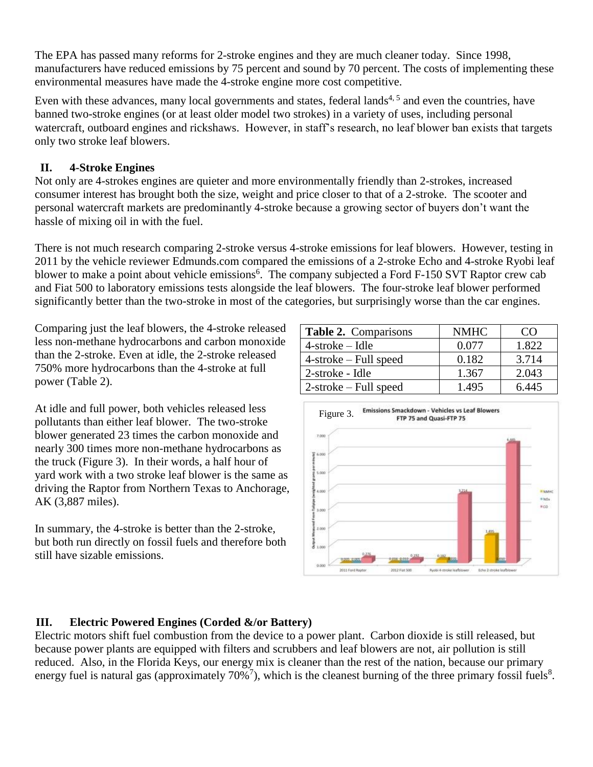The EPA has passed many reforms for 2-stroke engines and they are much cleaner today. Since 1998, manufacturers have reduced emissions by 75 percent and sound by 70 percent. The costs of implementing these environmental measures have made the 4-stroke engine more cost competitive.

Even with these advances, many local governments and states, federal lands[4, 5] and even the countries, have banned two-stroke engines (or at least older model two strokes) in a variety of uses, including personal watercraft, outboard engines and rickshaws. However, in staff's research, no leaf blower ban exists that targets only two stroke leaf blowers.

## II. 4-Stroke Engines

Not only are 4-strokes engines are quieter and more environmentally friendly than 2-strokes, increased consumer interest has brought both the size, weight and price closer to that of a 2-stroke. The scooter and personal watercraft markets are predominantly 4-stroke because a growing sector of buyers don't want the hassle of mixing oil in with the fuel.

There is not much research comparing 2-stroke versus 4-stroke emissions for leaf blowers. However, testing in 2011 by the vehicle reviewer Edmunds.com compared the emissions of a 2-stroke Echo and 4-stroke Ryobi leaf blower to make a point about vehicle emissions[6]. The company subjected a Ford F-150 SVT Raptor crew cab and Fiat 500 to laboratory emissions tests alongside the leaf blowers. The four-stroke leaf blower performed significantly better than the two-stroke in most of the categories, but surprisingly worse than the car engines.

Comparing just the leaf blowers, the 4-stroke released less non-methane hydrocarbons and carbon monoxide than the 2-stroke. Even at idle, the 2-stroke released 750% more hydrocarbons than the 4-stroke at full power (Table 2).

| **Table 2.** Comparisons | NMHC | CO |
|---|---|---|
| 4-stroke – Idle | 0.077 | 1.822 |
| 4-stroke – Full speed | 0.182 | 3.714 |
| 2-stroke - Idle | 1.367 | 2.043 |
| 2-stroke – Full speed | 1.495 | 6.445 |

At idle and full power, both vehicles released less pollutants than either leaf blower. The two-stroke blower generated 23 times the carbon monoxide and nearly 300 times more non-methane hydrocarbons as the truck (Figure 3). In their words, a half hour of yard work with a two stroke leaf blower is the same as driving the Raptor from Northern Texas to Anchorage, AK (3,887 miles).

Figure 3. Emissions Smackdown - Vehicles vs Leaf Blowers FTP 75 and Quasi-FTP 75

In summary, the 4-stroke is better than the 2-stroke, but both run directly on fossil fuels and therefore both still have sizable emissions.

## III. Electric Powered Engines (Corded &/or Battery)

Electric motors shift fuel combustion from the device to a power plant. Carbon dioxide is still released, but because power plants are equipped with filters and scrubbers and leaf blowers are not, air pollution is still reduced. Also, in the Florida Keys, our energy mix is cleaner than the rest of the nation, because our primary energy fuel is natural gas (approximately 70%[7]), which is the cleanest burning of the three primary fossil fuels[8].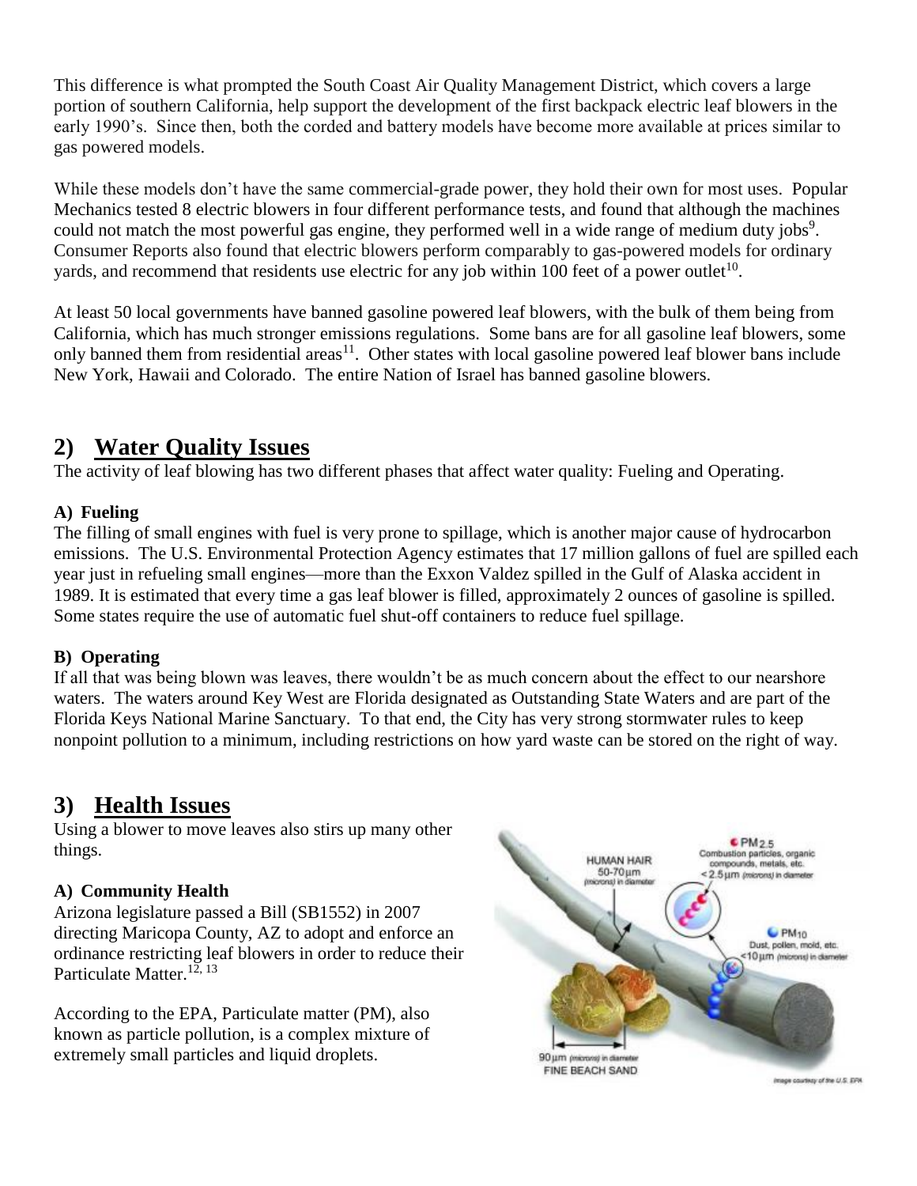This difference is what prompted the South Coast Air Quality Management District, which covers a large portion of southern California, help support the development of the first backpack electric leaf blowers in the early 1990's. Since then, both the corded and battery models have become more available at prices similar to gas powered models.

While these models don't have the same commercial-grade power, they hold their own for most uses. Popular Mechanics tested 8 electric blowers in four different performance tests, and found that although the machines could not match the most powerful gas engine, they performed well in a wide range of medium duty jobs[9]. Consumer Reports also found that electric blowers perform comparably to gas-powered models for ordinary yards, and recommend that residents use electric for any job within 100 feet of a power outlet[10].

At least 50 local governments have banned gasoline powered leaf blowers, with the bulk of them being from California, which has much stronger emissions regulations. Some bans are for all gasoline leaf blowers, some only banned them from residential areas[11]. Other states with local gasoline powered leaf blower bans include New York, Hawaii and Colorado. The entire Nation of Israel has banned gasoline blowers.

## 2) Water Quality Issues

The activity of leaf blowing has two different phases that affect water quality: Fueling and Operating.

### A) Fueling

The filling of small engines with fuel is very prone to spillage, which is another major cause of hydrocarbon emissions. The U.S. Environmental Protection Agency estimates that 17 million gallons of fuel are spilled each year just in refueling small engines—more than the Exxon Valdez spilled in the Gulf of Alaska accident in 1989. It is estimated that every time a gas leaf blower is filled, approximately 2 ounces of gasoline is spilled. Some states require the use of automatic fuel shut-off containers to reduce fuel spillage.

### B) Operating

If all that was being blown was leaves, there wouldn't be as much concern about the effect to our nearshore waters. The waters around Key West are Florida designated as Outstanding State Waters and are part of the Florida Keys National Marine Sanctuary. To that end, the City has very strong stormwater rules to keep nonpoint pollution to a minimum, including restrictions on how yard waste can be stored on the right of way.

## 3) Health Issues

Using a blower to move leaves also stirs up many other things.

### A) Community Health

Arizona legislature passed a Bill (SB1552) in 2007 directing Maricopa County, AZ to adopt and enforce an ordinance restricting leaf blowers in order to reduce their Particulate Matter.[12, 13]

According to the EPA, Particulate matter (PM), also known as particle pollution, is a complex mixture of extremely small particles and liquid droplets.

Image courtesy of the U.S. EPA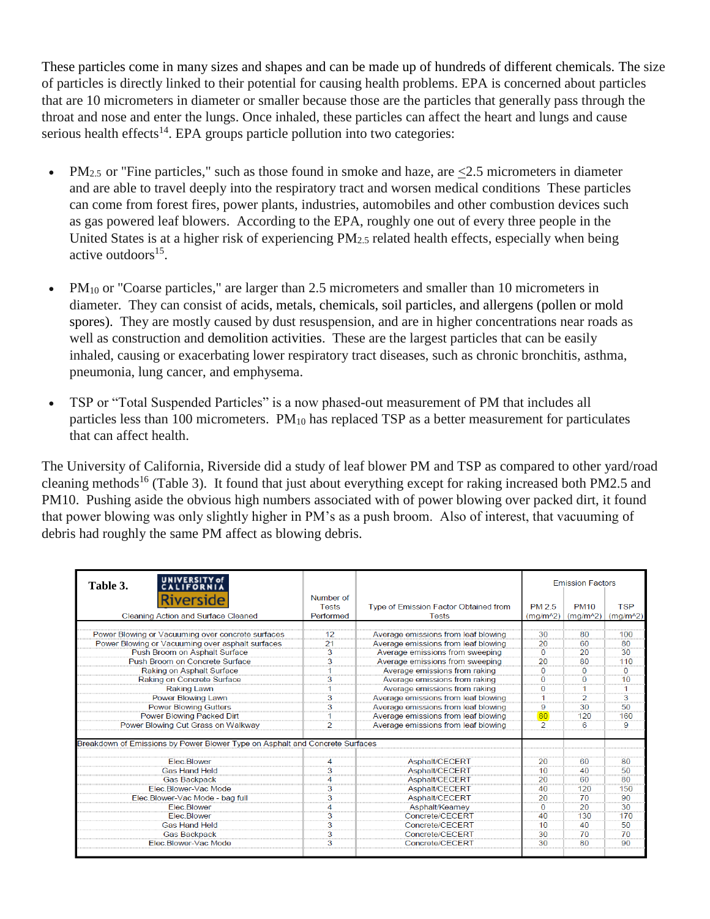These particles come in many sizes and shapes and can be made up of hundreds of different chemicals. The size of particles is directly linked to their potential for causing health problems. EPA is concerned about particles that are 10 micrometers in diameter or smaller because those are the particles that generally pass through the throat and nose and enter the lungs. Once inhaled, these particles can affect the heart and lungs and cause serious health effects[14]. EPA groups particle pollution into two categories:

- $PM_{2.5}$ or "Fine particles," such as those found in smoke and haze, are $\leq$2.5 micrometers in diameter and are able to travel deeply into the respiratory tract and worsen medical conditions These particles can come from forest fires, power plants, industries, automobiles and other combustion devices such as gas powered leaf blowers. According to the EPA, roughly one out of every three people in the United States is at a higher risk of experiencing $PM_{2.5}$ related health effects, especially when being active outdoors[15].

- $PM_{10}$ or "Coarse particles," are larger than 2.5 micrometers and smaller than 10 micrometers in diameter. They can consist of acids, metals, chemicals, soil particles, and allergens (pollen or mold spores). They are mostly caused by dust resuspension, and are in higher concentrations near roads as well as construction and demolition activities. These are the largest particles that can be easily inhaled, causing or exacerbating lower respiratory tract diseases, such as chronic bronchitis, asthma, pneumonia, lung cancer, and emphysema.

- TSP or "Total Suspended Particles" is a now phased-out measurement of PM that includes all particles less than 100 micrometers. $PM_{10}$ has replaced TSP as a better measurement for particulates that can affect health.

The University of California, Riverside did a study of leaf blower PM and TSP as compared to other yard/road cleaning methods[16] (Table 3). It found that just about everything except for raking increased both PM2.5 and PM10. Pushing aside the obvious high numbers associated with of power blowing over packed dirt, it found that power blowing was only slightly higher in PM's as a push broom. Also of interest, that vacuuming of debris had roughly the same PM affect as blowing debris.

**Table 3.** University of California Riverside

| Cleaning Action and Surface Cleaned | Number of Tests Performed | Type of Emission Factor Obtained from Tests | Emission Factors PM 2.5 (mg/m^2) | PM10 (mg/m^2) | TSP (mg/m^2) |
|---|---|---|---|---|---|
| Power Blowing or Vacuuming over concrete surfaces | 12 | Average emissions from leaf blowing | 30 | 80 | 100 |
| Power Blowing or Vacuuming over asphalt surfaces | 21 | Average emissions from leaf blowing | 20 | 60 | 80 |
| Push Broom on Asphalt Surface | 3 | Average emissions from sweeping | 0 | 20 | 30 |
| Push Broom on Concrete Surface | 3 | Average emissions from sweeping | 20 | 80 | 110 |
| Raking on Asphalt Surface | 1 | Average emissions from raking | 0 | 0 | 0 |
| Raking on Concrete Surface | 3 | Average emissions from raking | 0 | 0 | 10 |
| Raking Lawn | 1 | Average emissions from raking | 0 | 1 | 1 |
| Power Blowing Lawn | 3 | Average emissions from leaf blowing | 1 | 2 | 3 |
| Power Blowing Gutters | 3 | Average emissions from leaf blowing | 9 | 30 | 50 |
| Power Blowing Packed Dirt | 1 | Average emissions from leaf blowing | 80 | 120 | 160 |
| Power Blowing Cut Grass on Walkway | 2 | Average emissions from leaf blowing | 2 | 6 | 9 |
| Breakdown of Emissions by Power Blower Type on Asphalt and Concrete Surfaces | | | | | |
| Elec.Blower | 4 | Asphalt/CECERT | 20 | 60 | 80 |
| Gas Hand Held | 3 | Asphalt/CECERT | 10 | 40 | 50 |
| Gas Backpack | 4 | Asphalt/CECERT | 20 | 60 | 80 |
| Elec.Blower-Vac Mode | 3 | Asphalt/CECERT | 40 | 120 | 150 |
| Elec.Blower-Vac Mode - bag full | 3 | Asphalt/CECERT | 20 | 70 | 90 |
| Elec.Blower | 4 | Asphalt/Kearney | 0 | 20 | 30 |
| Elec.Blower | 3 | Concrete/CECERT | 40 | 130 | 170 |
| Gas Hand Held | 3 | Concrete/CECERT | 10 | 40 | 50 |
| Gas Backpack | 3 | Concrete/CECERT | 30 | 70 | 70 |
| Elec.Blower-Vac Mode | 3 | Concrete/CECERT | 30 | 80 | 90 |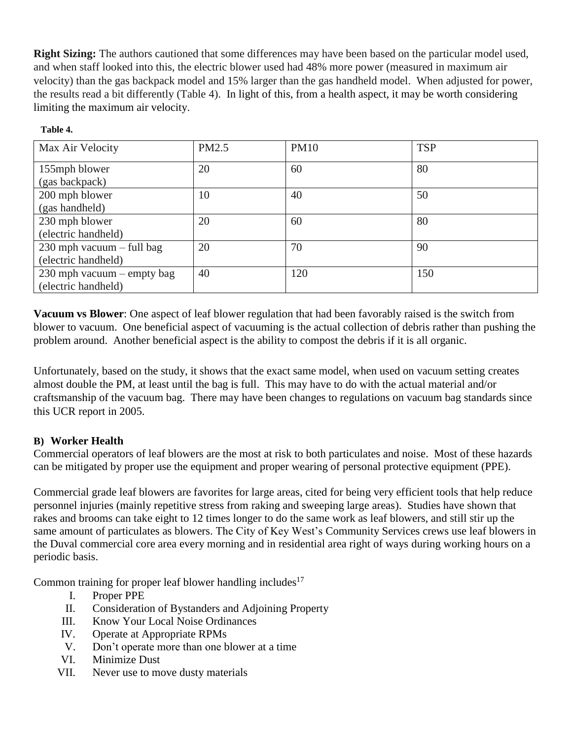**Right Sizing:** The authors cautioned that some differences may have been based on the particular model used, and when staff looked into this, the electric blower used had 48% more power (measured in maximum air velocity) than the gas backpack model and 15% larger than the gas handheld model. When adjusted for power, the results read a bit differently (Table 4). In light of this, from a health aspect, it may be worth considering limiting the maximum air velocity.

**Table 4.**

| Max Air Velocity | PM2.5 | PM10 | TSP |
|---|---|---|---|
| 155mph blower (gas backpack) | 20 | 60 | 80 |
| 200 mph blower (gas handheld) | 10 | 40 | 50 |
| 230 mph blower (electric handheld) | 20 | 60 | 80 |
| 230 mph vacuum – full bag (electric handheld) | 20 | 70 | 90 |
| 230 mph vacuum – empty bag (electric handheld) | 40 | 120 | 150 |

**Vacuum vs Blower**: One aspect of leaf blower regulation that had been favorably raised is the switch from blower to vacuum. One beneficial aspect of vacuuming is the actual collection of debris rather than pushing the problem around. Another beneficial aspect is the ability to compost the debris if it is all organic.

Unfortunately, based on the study, it shows that the exact same model, when used on vacuum setting creates almost double the PM, at least until the bag is full. This may have to do with the actual material and/or craftsmanship of the vacuum bag. There may have been changes to regulations on vacuum bag standards since this UCR report in 2005.

### B) Worker Health

Commercial operators of leaf blowers are the most at risk to both particulates and noise. Most of these hazards can be mitigated by proper use the equipment and proper wearing of personal protective equipment (PPE).

Commercial grade leaf blowers are favorites for large areas, cited for being very efficient tools that help reduce personnel injuries (mainly repetitive stress from raking and sweeping large areas). Studies have shown that rakes and brooms can take eight to 12 times longer to do the same work as leaf blowers, and still stir up the same amount of particulates as blowers. The City of Key West's Community Services crews use leaf blowers in the Duval commercial core area every morning and in residential area right of ways during working hours on a periodic basis.

Common training for proper leaf blower handling includes[17]

I. Proper PPE
II. Consideration of Bystanders and Adjoining Property
III. Know Your Local Noise Ordinances
IV. Operate at Appropriate RPMs
V. Don't operate more than one blower at a time
VI. Minimize Dust
VII. Never use to move dusty materials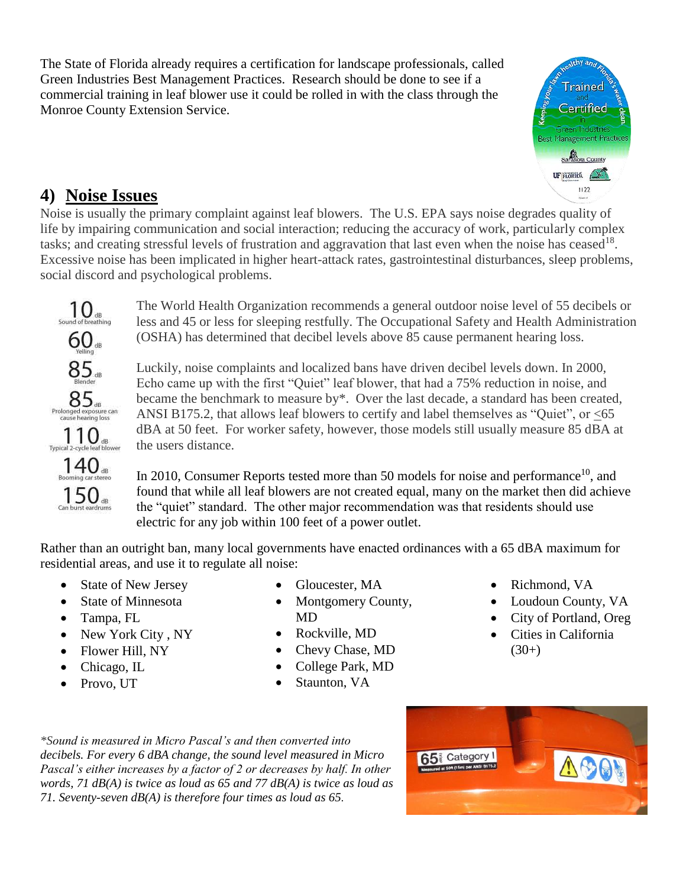The State of Florida already requires a certification for landscape professionals, called Green Industries Best Management Practices. Research should be done to see if a commercial training in leaf blower use it could be rolled in with the class through the Monroe County Extension Service.

## 4) Noise Issues

Noise is usually the primary complaint against leaf blowers. The U.S. EPA says noise degrades quality of life by impairing communication and social interaction; reducing the accuracy of work, particularly complex tasks; and creating stressful levels of frustration and aggravation that last even when the noise has ceased[18]. Excessive noise has been implicated in higher heart-attack rates, gastrointestinal disturbances, sleep problems, social discord and psychological problems.

- 10 dB – Sound of breathing
- 60 dB – Yelling
- 85 dB – Blender
- 85 dB – Prolonged exposure can cause hearing loss
- 110 dB – Typical 2-cycle leaf blower
- 140 dB – Booming car stereo
- 150 dB – Can burst eardrums

The World Health Organization recommends a general outdoor noise level of 55 decibels or less and 45 or less for sleeping restfully. The Occupational Safety and Health Administration (OSHA) has determined that decibel levels above 85 cause permanent hearing loss.

Luckily, noise complaints and localized bans have driven decibel levels down. In 2000, Echo came up with the first "Quiet" leaf blower, that had a 75% reduction in noise, and became the benchmark to measure by*. Over the last decade, a standard has been created, ANSI B175.2, that allows leaf blowers to certify and label themselves as "Quiet", or ≤65 dBA at 50 feet. For worker safety, however, those models still usually measure 85 dBA at the users distance.

In 2010, Consumer Reports tested more than 50 models for noise and performance[10], and found that while all leaf blowers are not created equal, many on the market then did achieve the "quiet" standard. The other major recommendation was that residents should use electric for any job within 100 feet of a power outlet.

Rather than an outright ban, many local governments have enacted ordinances with a 65 dBA maximum for residential areas, and use it to regulate all noise:

- State of New Jersey
- State of Minnesota
- Tampa, FL
- New York City , NY
- Flower Hill, NY
- Chicago, IL
- Provo, UT
- Gloucester, MA
- Montgomery County, MD
- Rockville, MD
- Chevy Chase, MD
- College Park, MD
- Staunton, VA
- Richmond, VA
- Loudoun County, VA
- City of Portland, Oreg
- Cities in California (30+)

*\*Sound is measured in Micro Pascal's and then converted into decibels. For every 6 dBA change, the sound level measured in Micro Pascal's either increases by a factor of 2 or decreases by half. In other words, 71 dB(A) is twice as loud as 65 and 77 dB(A) is twice as loud as 71. Seventy-seven dB(A) is therefore four times as loud as 65.*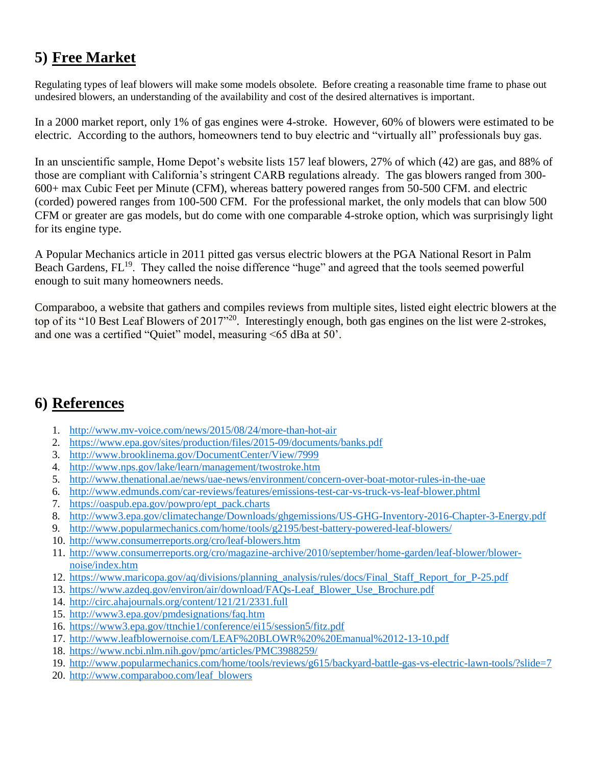## 5) **Free Market**

Regulating types of leaf blowers will make some models obsolete. Before creating a reasonable time frame to phase out undesired blowers, an understanding of the availability and cost of the desired alternatives is important.

In a 2000 market report, only 1% of gas engines were 4-stroke. However, 60% of blowers were estimated to be electric. According to the authors, homeowners tend to buy electric and "virtually all" professionals buy gas.

In an unscientific sample, Home Depot's website lists 157 leaf blowers, 27% of which (42) are gas, and 88% of those are compliant with California's stringent CARB regulations already. The gas blowers ranged from 300-600+ max Cubic Feet per Minute (CFM), whereas battery powered ranges from 50-500 CFM. and electric (corded) powered ranges from 100-500 CFM. For the professional market, the only models that can blow 500 CFM or greater are gas models, but do come with one comparable 4-stroke option, which was surprisingly light for its engine type.

A Popular Mechanics article in 2011 pitted gas versus electric blowers at the PGA National Resort in Palm Beach Gardens, FL[19]. They called the noise difference "huge" and agreed that the tools seemed powerful enough to suit many homeowners needs.

Comparaboo, a website that gathers and compiles reviews from multiple sites, listed eight electric blowers at the top of its "10 Best Leaf Blowers of 2017"[20]. Interestingly enough, both gas engines on the list were 2-strokes, and one was a certified "Quiet" model, measuring <65 dBa at 50'.

## 6) **References**

1. http://www.mv-voice.com/news/2015/08/24/more-than-hot-air
2. https://www.epa.gov/sites/production/files/2015-09/documents/banks.pdf
3. http://www.brooklinema.gov/DocumentCenter/View/7999
4. http://www.nps.gov/lake/learn/management/twostroke.htm
5. http://www.thenational.ae/news/uae-news/environment/concern-over-boat-motor-rules-in-the-uae
6. http://www.edmunds.com/car-reviews/features/emissions-test-car-vs-truck-vs-leaf-blower.phtml
7. https://oaspub.epa.gov/powpro/ept_pack.charts
8. http://www3.epa.gov/climatechange/Downloads/ghgemissions/US-GHG-Inventory-2016-Chapter-3-Energy.pdf
9. http://www.popularmechanics.com/home/tools/g2195/best-battery-powered-leaf-blowers/
10. http://www.consumerreports.org/cro/leaf-blowers.htm
11. http://www.consumerreports.org/cro/magazine-archive/2010/september/home-garden/leaf-blower/blower-noise/index.htm
12. https://www.maricopa.gov/aq/divisions/planning_analysis/rules/docs/Final_Staff_Report_for_P-25.pdf
13. https://www.azdeq.gov/environ/air/download/FAQs-Leaf_Blower_Use_Brochure.pdf
14. http://circ.ahajournals.org/content/121/21/2331.full
15. http://www3.epa.gov/pmdesignations/faq.htm
16. https://www3.epa.gov/ttnchie1/conference/ei15/session5/fitz.pdf
17. http://www.leafblowernoise.com/LEAF%20BLOWR%20%20Emanual%2012-13-10.pdf
18. https://www.ncbi.nlm.nih.gov/pmc/articles/PMC3988259/
19. http://www.popularmechanics.com/home/tools/reviews/g615/backyard-battle-gas-vs-electric-lawn-tools/?slide=7
20. http://www.comparaboo.com/leaf_blowers